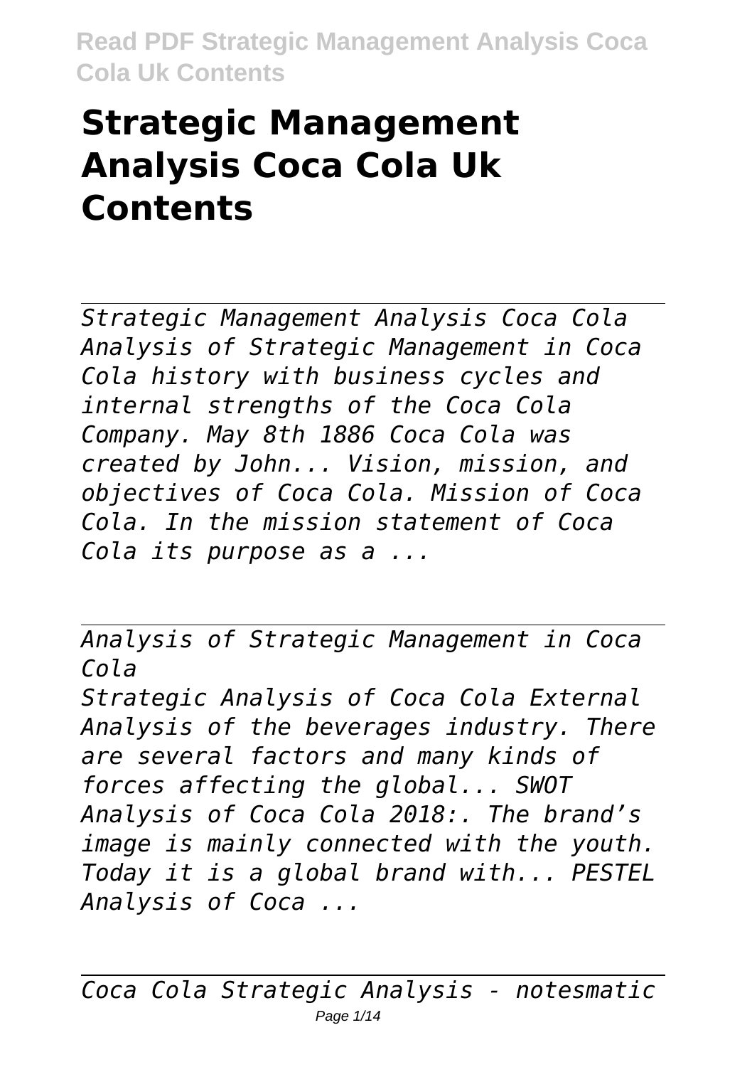# Strategic Management Analysis Coca Cola Uk Contents

*Strategic Management Analysis Coca Cola Analysis of Strategic Management in Coca Cola history with business cycles and internal strengths of the Coca Cola Company. May 8th 1886 Coca Cola was created by John... Vision, mission, and objectives of Coca Cola. Mission of Coca Cola. In the mission statement of Coca Cola its purpose as a ...*

*Analysis of Strategic Management in Coca Cola*

*Strategic Analysis of Coca Cola External Analysis of the beverages industry. There are several factors and many kinds of forces affecting the global... SWOT Analysis of Coca Cola 2018:. The brand's image is mainly connected with the youth. Today it is a global brand with... PESTEL Analysis of Coca ...*

*Coca Cola Strategic Analysis - notesmatic*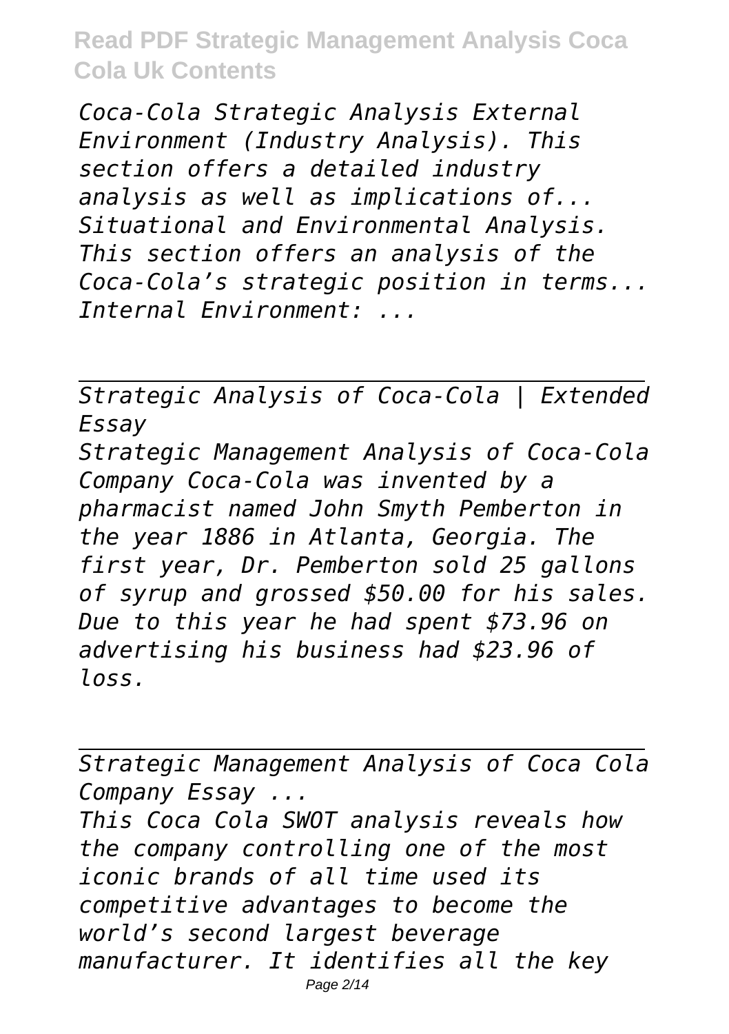*Coca-Cola Strategic Analysis External Environment (Industry Analysis). This section offers a detailed industry analysis as well as implications of... Situational and Environmental Analysis. This section offers an analysis of the Coca-Cola's strategic position in terms... Internal Environment: ...*

---

*Strategic Analysis of Coca-Cola | Extended Essay*

*Strategic Management Analysis of Coca-Cola Company Coca-Cola was invented by a pharmacist named John Smyth Pemberton in the year 1886 in Atlanta, Georgia. The first year, Dr. Pemberton sold 25 gallons of syrup and grossed $50.00 for his sales. Due to this year he had spent $73.96 on advertising his business had $23.96 of loss.*

---

*Strategic Management Analysis of Coca Cola Company Essay ...*

*This Coca Cola SWOT analysis reveals how the company controlling one of the most iconic brands of all time used its competitive advantages to become the world's second largest beverage manufacturer. It identifies all the key*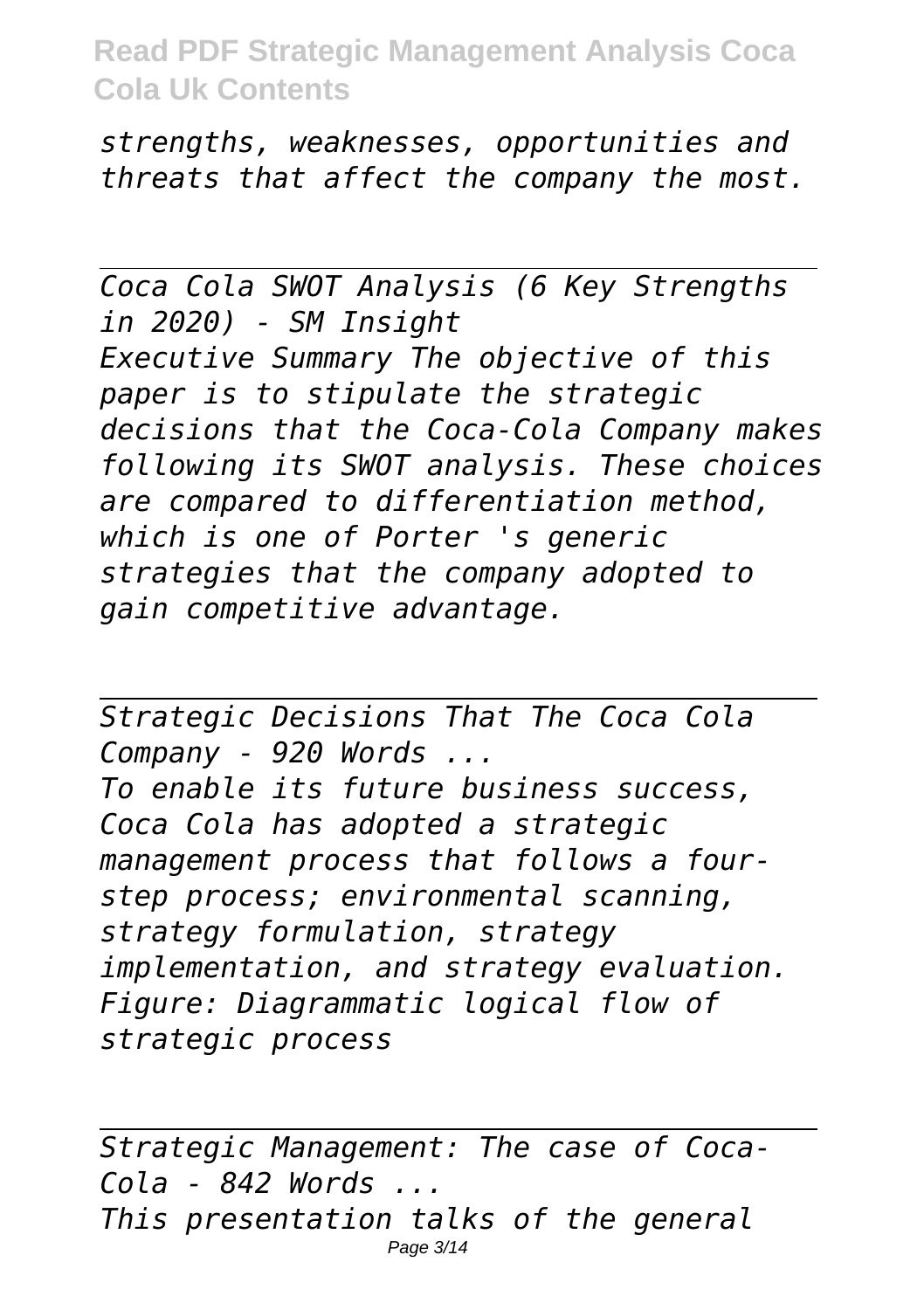*strengths, weaknesses, opportunities and threats that affect the company the most.*

---

*Coca Cola SWOT Analysis (6 Key Strengths in 2020) - SM Insight*

*Executive Summary The objective of this paper is to stipulate the strategic decisions that the Coca-Cola Company makes following its SWOT analysis. These choices are compared to differentiation method, which is one of Porter 's generic strategies that the company adopted to gain competitive advantage.*

---

*Strategic Decisions That The Coca Cola Company - 920 Words ...*

*To enable its future business success, Coca Cola has adopted a strategic management process that follows a four-step process; environmental scanning, strategy formulation, strategy implementation, and strategy evaluation. Figure: Diagrammatic logical flow of strategic process*

---

*Strategic Management: The case of Coca-Cola - 842 Words ...*

*This presentation talks of the general*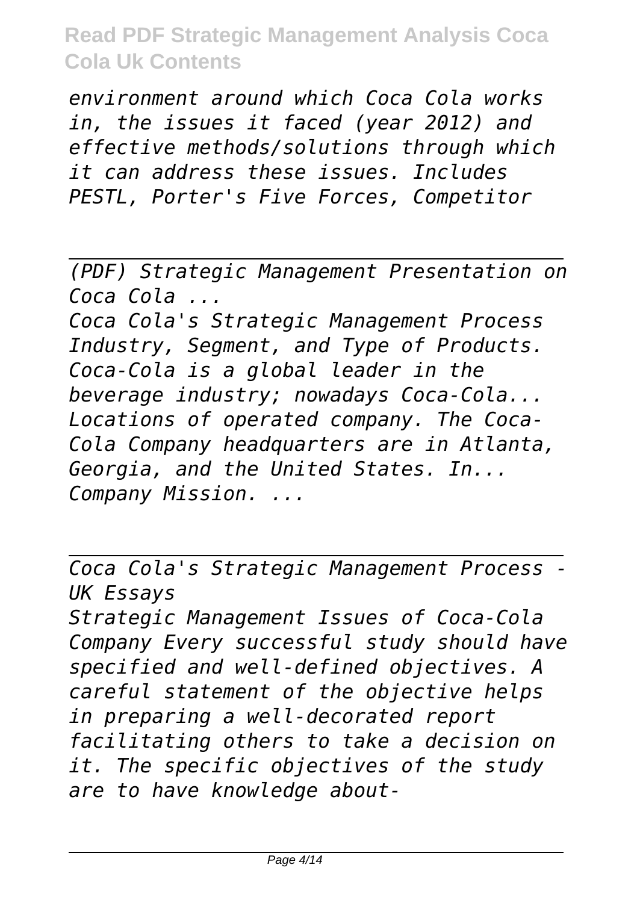*environment around which Coca Cola works in, the issues it faced (year 2012) and effective methods/solutions through which it can address these issues. Includes PESTL, Porter's Five Forces, Competitor*

---

*(PDF) Strategic Management Presentation on Coca Cola ...*

*Coca Cola's Strategic Management Process Industry, Segment, and Type of Products. Coca-Cola is a global leader in the beverage industry; nowadays Coca-Cola... Locations of operated company. The Coca-Cola Company headquarters are in Atlanta, Georgia, and the United States. In... Company Mission. ...*

---

*Coca Cola's Strategic Management Process - UK Essays*

*Strategic Management Issues of Coca-Cola Company Every successful study should have specified and well-defined objectives. A careful statement of the objective helps in preparing a well-decorated report facilitating others to take a decision on it. The specific objectives of the study are to have knowledge about-*

---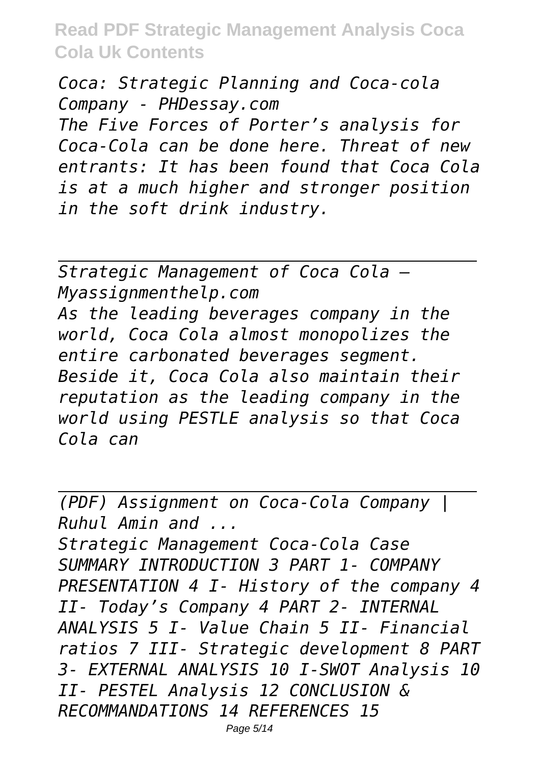*Coca: Strategic Planning and Coca-cola Company - PHDessay.com*

*The Five Forces of Porter's analysis for Coca-Cola can be done here. Threat of new entrants: It has been found that Coca Cola is at a much higher and stronger position in the soft drink industry.*

---

*Strategic Management of Coca Cola – Myassignmenthelp.com*

*As the leading beverages company in the world, Coca Cola almost monopolizes the entire carbonated beverages segment. Beside it, Coca Cola also maintain their reputation as the leading company in the world using PESTLE analysis so that Coca Cola can*

---

*(PDF) Assignment on Coca-Cola Company | Ruhul Amin and ...*

*Strategic Management Coca-Cola Case SUMMARY INTRODUCTION 3 PART 1- COMPANY PRESENTATION 4 I- History of the company 4 II- Today's Company 4 PART 2- INTERNAL ANALYSIS 5 I- Value Chain 5 II- Financial ratios 7 III- Strategic development 8 PART 3- EXTERNAL ANALYSIS 10 I-SWOT Analysis 10 II- PESTEL Analysis 12 CONCLUSION & RECOMMANDATIONS 14 REFERENCES 15*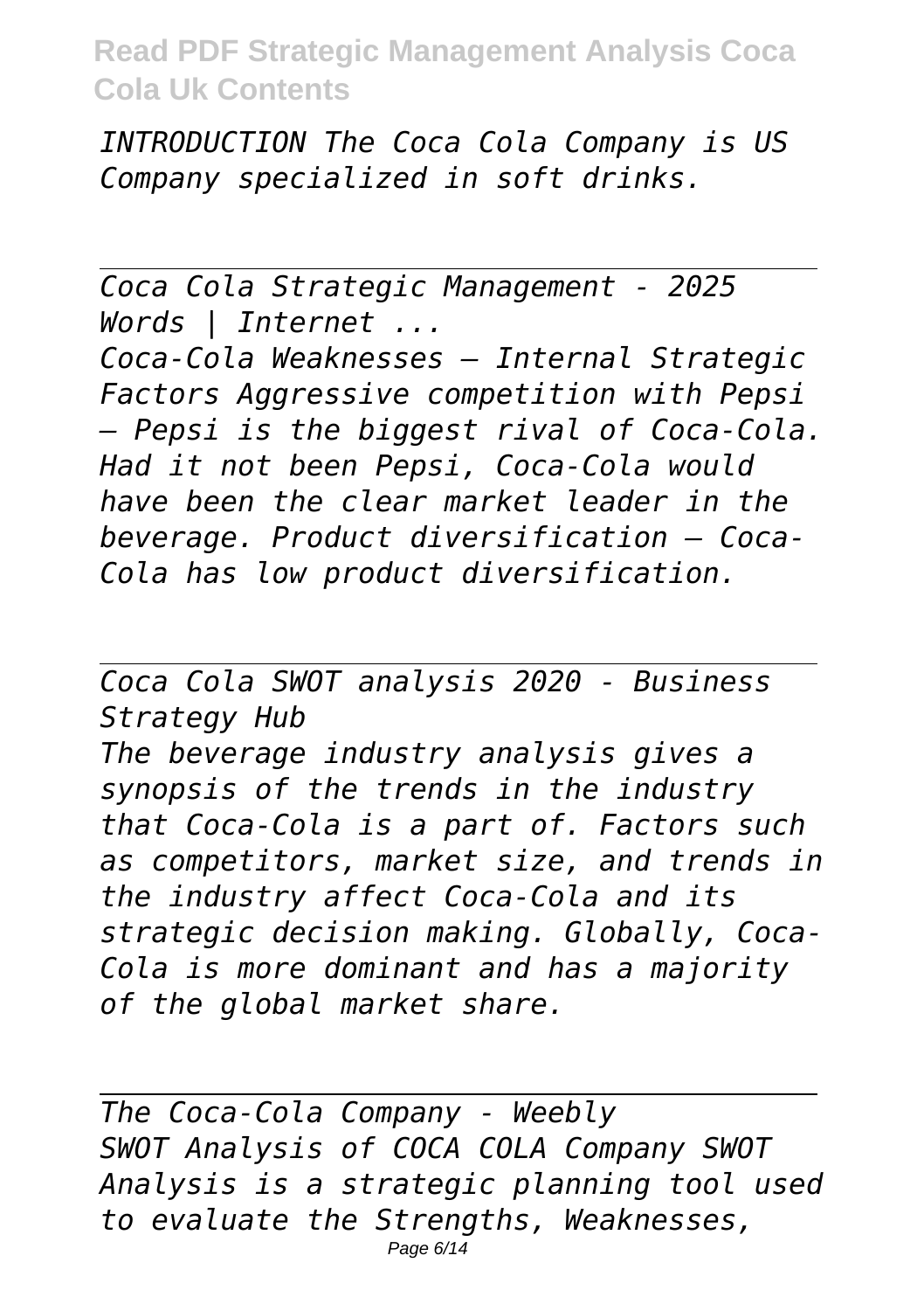*INTRODUCTION The Coca Cola Company is US Company specialized in soft drinks.*

*Coca Cola Strategic Management - 2025 Words | Internet ...*

*Coca-Cola Weaknesses – Internal Strategic Factors Aggressive competition with Pepsi – Pepsi is the biggest rival of Coca-Cola. Had it not been Pepsi, Coca-Cola would have been the clear market leader in the beverage. Product diversification – Coca-Cola has low product diversification.*

*Coca Cola SWOT analysis 2020 - Business Strategy Hub*

*The beverage industry analysis gives a synopsis of the trends in the industry that Coca-Cola is a part of. Factors such as competitors, market size, and trends in the industry affect Coca-Cola and its strategic decision making. Globally, Coca-Cola is more dominant and has a majority of the global market share.*

*The Coca-Cola Company - Weebly*

*SWOT Analysis of COCA COLA Company SWOT Analysis is a strategic planning tool used to evaluate the Strengths, Weaknesses,*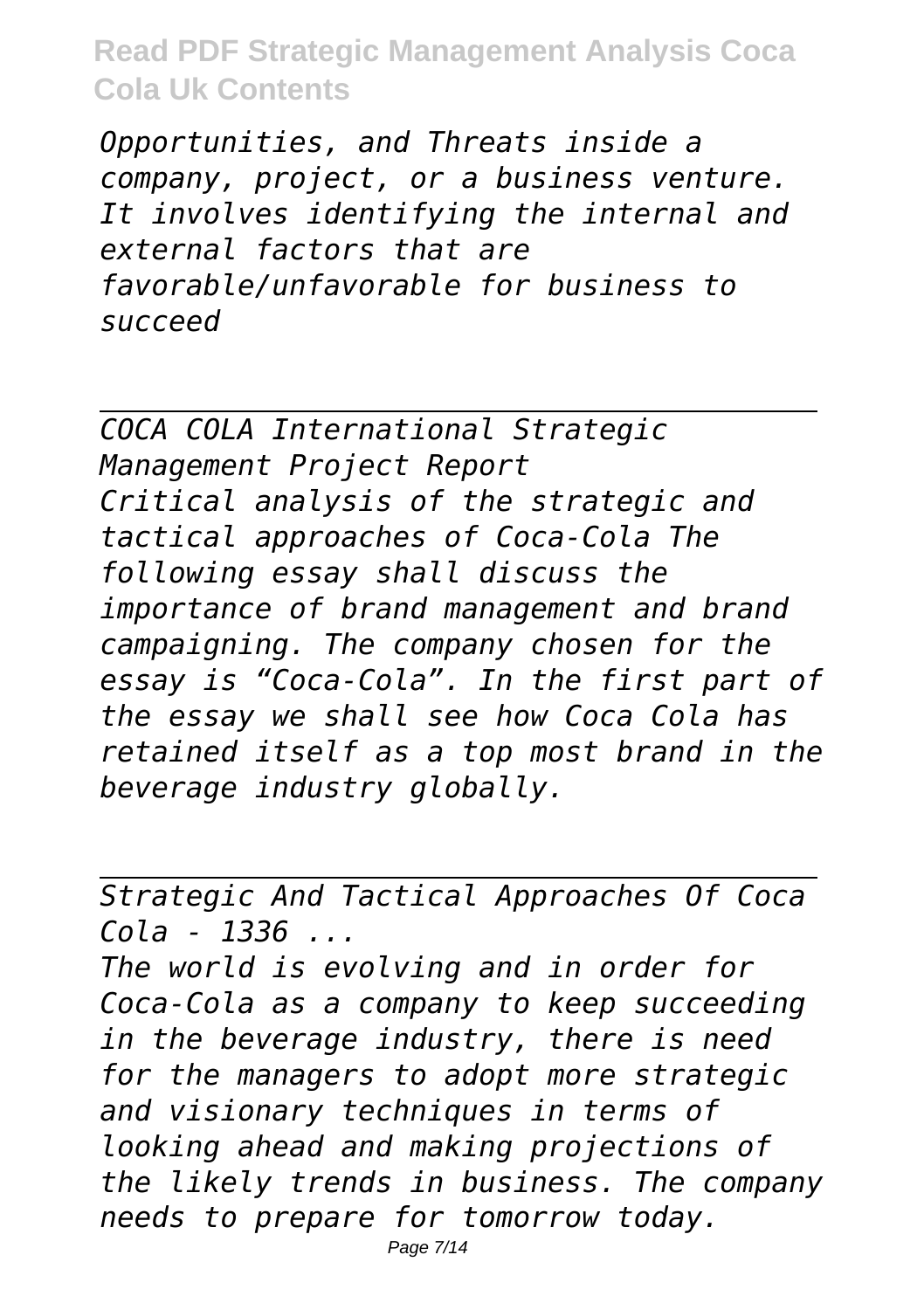*Opportunities, and Threats inside a company, project, or a business venture. It involves identifying the internal and external factors that are favorable/unfavorable for business to succeed*

---

*COCA COLA International Strategic Management Project Report*

*Critical analysis of the strategic and tactical approaches of Coca-Cola The following essay shall discuss the importance of brand management and brand campaigning. The company chosen for the essay is "Coca-Cola". In the first part of the essay we shall see how Coca Cola has retained itself as a top most brand in the beverage industry globally.*

---

*Strategic And Tactical Approaches Of Coca Cola - 1336 ...*

*The world is evolving and in order for Coca-Cola as a company to keep succeeding in the beverage industry, there is need for the managers to adopt more strategic and visionary techniques in terms of looking ahead and making projections of the likely trends in business. The company needs to prepare for tomorrow today.*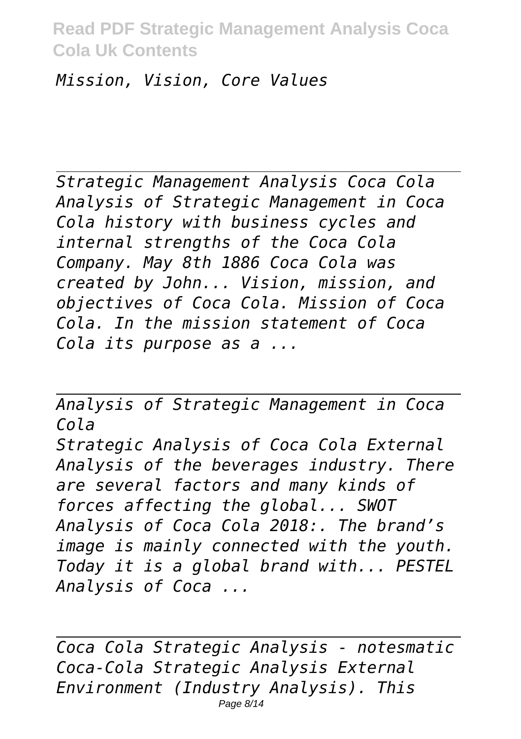*Mission, Vision, Core Values*

---

*Strategic Management Analysis Coca Cola*
*Analysis of Strategic Management in Coca Cola history with business cycles and internal strengths of the Coca Cola Company. May 8th 1886 Coca Cola was created by John... Vision, mission, and objectives of Coca Cola. Mission of Coca Cola. In the mission statement of Coca Cola its purpose as a ...*

---

*Analysis of Strategic Management in Coca Cola*
*Strategic Analysis of Coca Cola External Analysis of the beverages industry. There are several factors and many kinds of forces affecting the global... SWOT Analysis of Coca Cola 2018:. The brand's image is mainly connected with the youth. Today it is a global brand with... PESTEL Analysis of Coca ...*

---

*Coca Cola Strategic Analysis - notesmatic*
*Coca-Cola Strategic Analysis External Environment (Industry Analysis). This*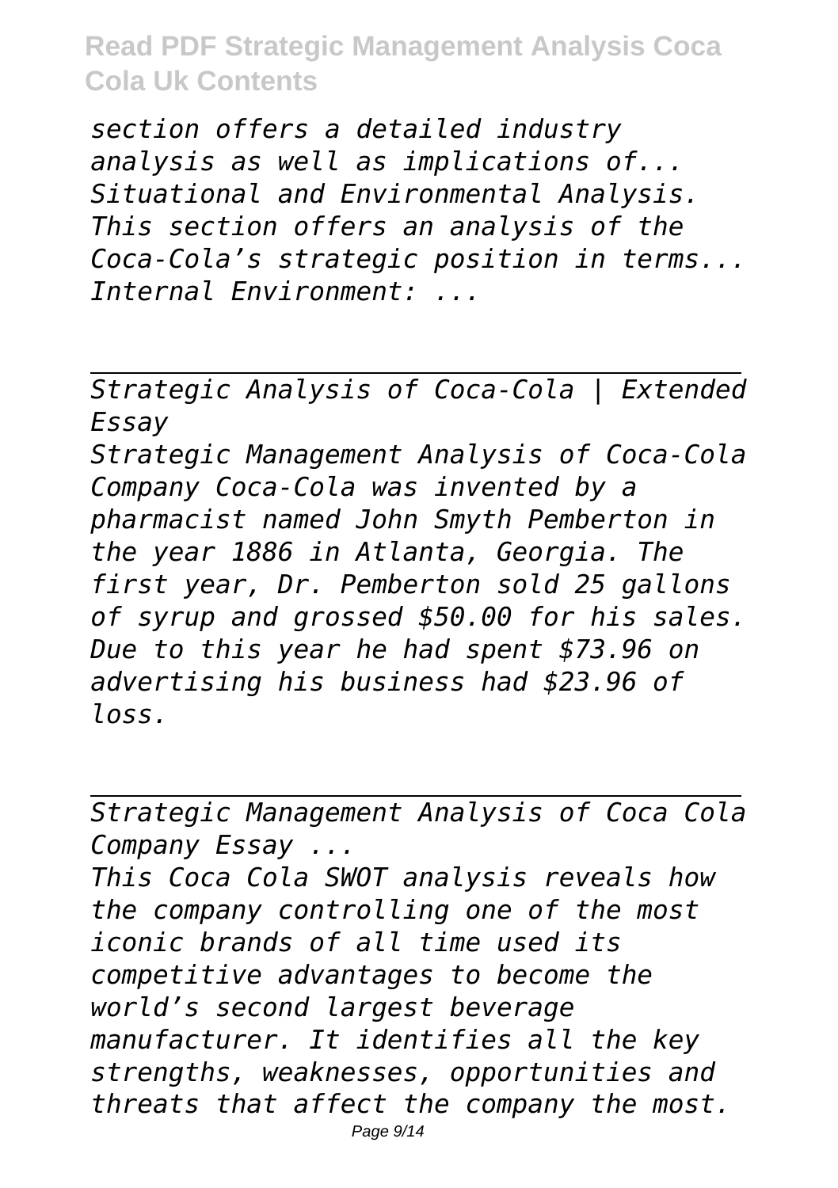*section offers a detailed industry analysis as well as implications of... Situational and Environmental Analysis. This section offers an analysis of the Coca-Cola's strategic position in terms... Internal Environment: ...*

---

*Strategic Analysis of Coca-Cola | Extended Essay*

*Strategic Management Analysis of Coca-Cola Company Coca-Cola was invented by a pharmacist named John Smyth Pemberton in the year 1886 in Atlanta, Georgia. The first year, Dr. Pemberton sold 25 gallons of syrup and grossed $50.00 for his sales. Due to this year he had spent $73.96 on advertising his business had $23.96 of loss.*

---

*Strategic Management Analysis of Coca Cola Company Essay ...*

*This Coca Cola SWOT analysis reveals how the company controlling one of the most iconic brands of all time used its competitive advantages to become the world's second largest beverage manufacturer. It identifies all the key strengths, weaknesses, opportunities and threats that affect the company the most.*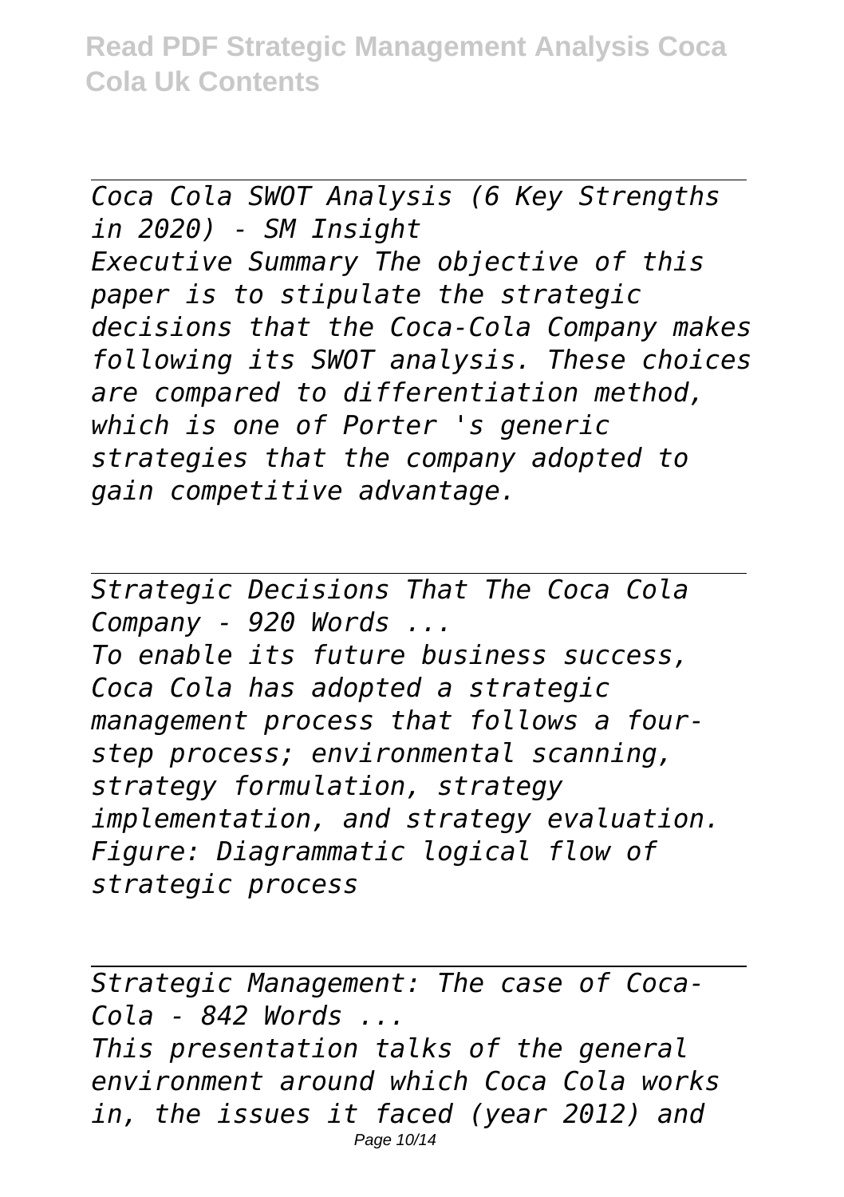*Coca Cola SWOT Analysis (6 Key Strengths in 2020) - SM Insight*

*Executive Summary The objective of this paper is to stipulate the strategic decisions that the Coca-Cola Company makes following its SWOT analysis. These choices are compared to differentiation method, which is one of Porter 's generic strategies that the company adopted to gain competitive advantage.*

*Strategic Decisions That The Coca Cola Company - 920 Words ...*

*To enable its future business success, Coca Cola has adopted a strategic management process that follows a four-step process; environmental scanning, strategy formulation, strategy implementation, and strategy evaluation. Figure: Diagrammatic logical flow of strategic process*

*Strategic Management: The case of Coca-Cola - 842 Words ...*

*This presentation talks of the general environment around which Coca Cola works in, the issues it faced (year 2012) and*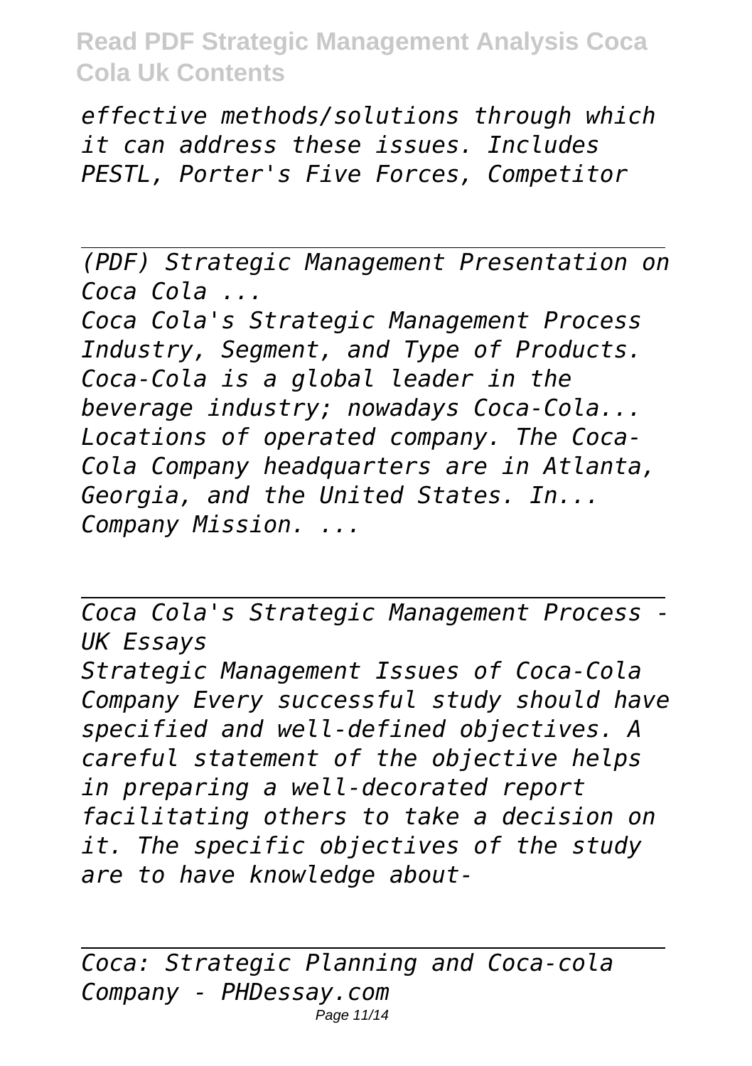*effective methods/solutions through which it can address these issues. Includes PESTL, Porter's Five Forces, Competitor*

---

*(PDF) Strategic Management Presentation on Coca Cola ...*

*Coca Cola's Strategic Management Process Industry, Segment, and Type of Products. Coca-Cola is a global leader in the beverage industry; nowadays Coca-Cola... Locations of operated company. The Coca-Cola Company headquarters are in Atlanta, Georgia, and the United States. In... Company Mission. ...*

---

*Coca Cola's Strategic Management Process - UK Essays*

*Strategic Management Issues of Coca-Cola Company Every successful study should have specified and well-defined objectives. A careful statement of the objective helps in preparing a well-decorated report facilitating others to take a decision on it. The specific objectives of the study are to have knowledge about-*

---

*Coca: Strategic Planning and Coca-cola Company - PHDessay.com*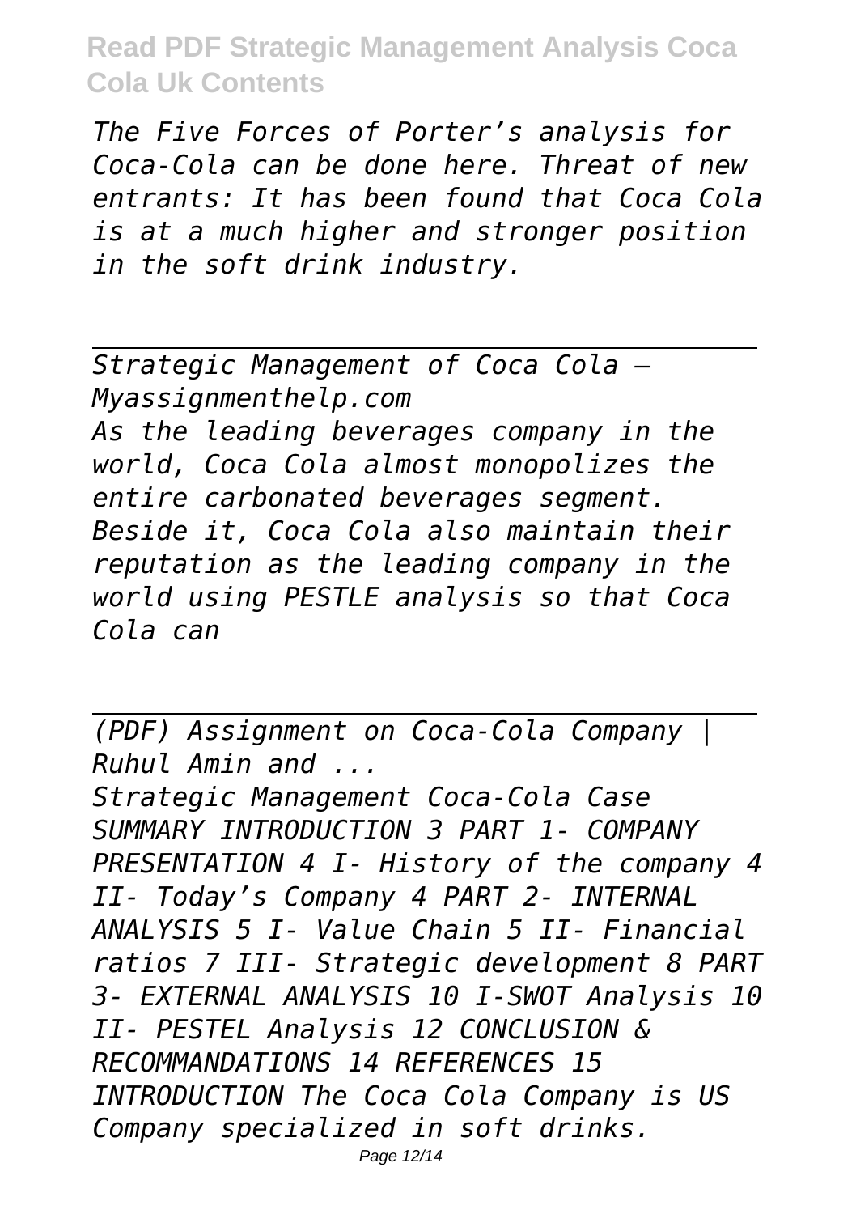*The Five Forces of Porter's analysis for Coca-Cola can be done here. Threat of new entrants: It has been found that Coca Cola is at a much higher and stronger position in the soft drink industry.*

---

*Strategic Management of Coca Cola – Myassignmenthelp.com*

*As the leading beverages company in the world, Coca Cola almost monopolizes the entire carbonated beverages segment. Beside it, Coca Cola also maintain their reputation as the leading company in the world using PESTLE analysis so that Coca Cola can*

---

*(PDF) Assignment on Coca-Cola Company | Ruhul Amin and ...*

*Strategic Management Coca-Cola Case SUMMARY INTRODUCTION 3 PART 1- COMPANY PRESENTATION 4 I- History of the company 4 II- Today's Company 4 PART 2- INTERNAL ANALYSIS 5 I- Value Chain 5 II- Financial ratios 7 III- Strategic development 8 PART 3- EXTERNAL ANALYSIS 10 I-SWOT Analysis 10 II- PESTEL Analysis 12 CONCLUSION & RECOMMANDATIONS 14 REFERENCES 15 INTRODUCTION The Coca Cola Company is US Company specialized in soft drinks.*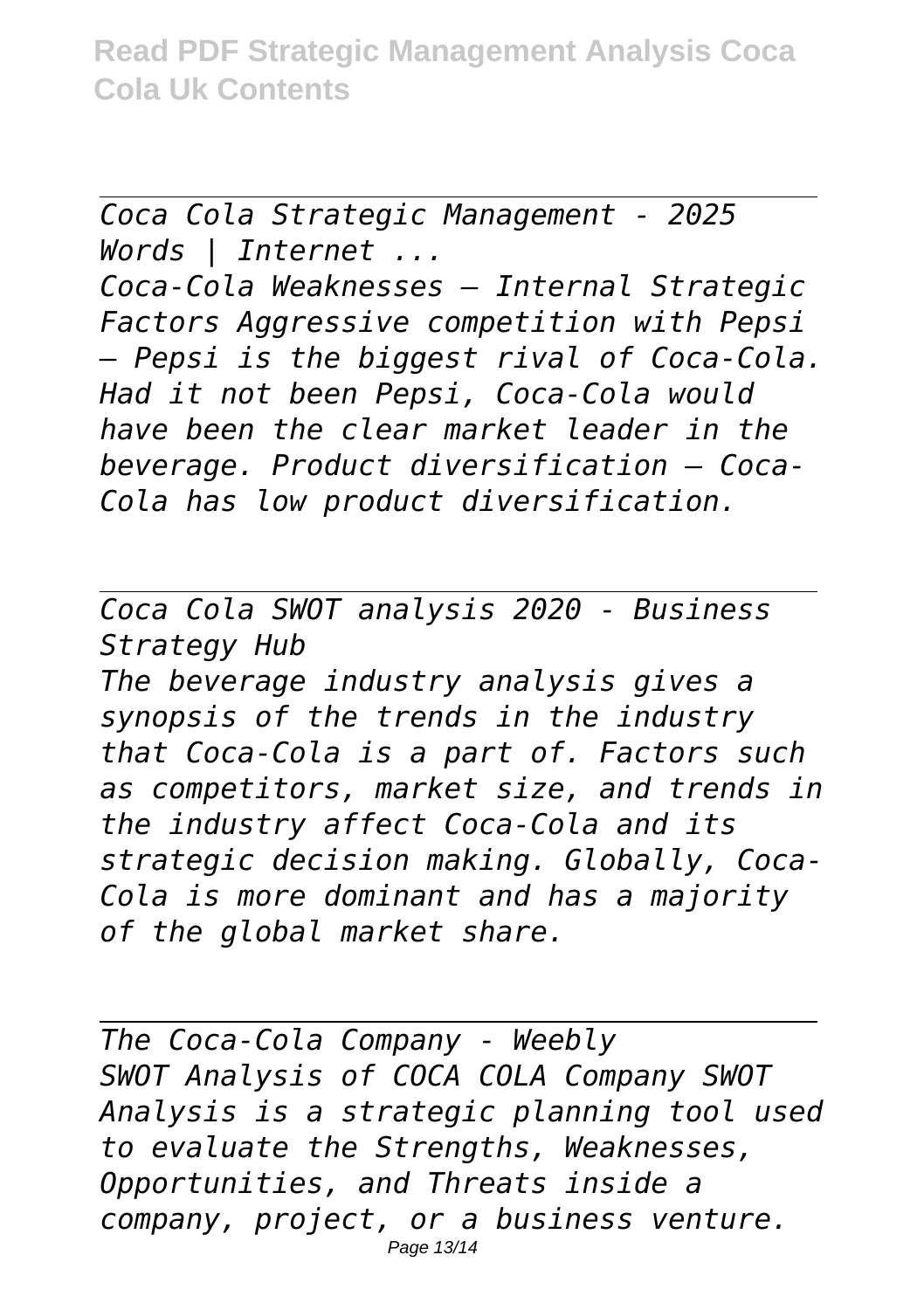*Coca Cola Strategic Management - 2025 Words | Internet ...*

*Coca-Cola Weaknesses – Internal Strategic Factors Aggressive competition with Pepsi – Pepsi is the biggest rival of Coca-Cola. Had it not been Pepsi, Coca-Cola would have been the clear market leader in the beverage. Product diversification – Coca-Cola has low product diversification.*

*Coca Cola SWOT analysis 2020 - Business Strategy Hub*

*The beverage industry analysis gives a synopsis of the trends in the industry that Coca-Cola is a part of. Factors such as competitors, market size, and trends in the industry affect Coca-Cola and its strategic decision making. Globally, Coca-Cola is more dominant and has a majority of the global market share.*

*The Coca-Cola Company - Weebly*

*SWOT Analysis of COCA COLA Company SWOT Analysis is a strategic planning tool used to evaluate the Strengths, Weaknesses, Opportunities, and Threats inside a company, project, or a business venture.*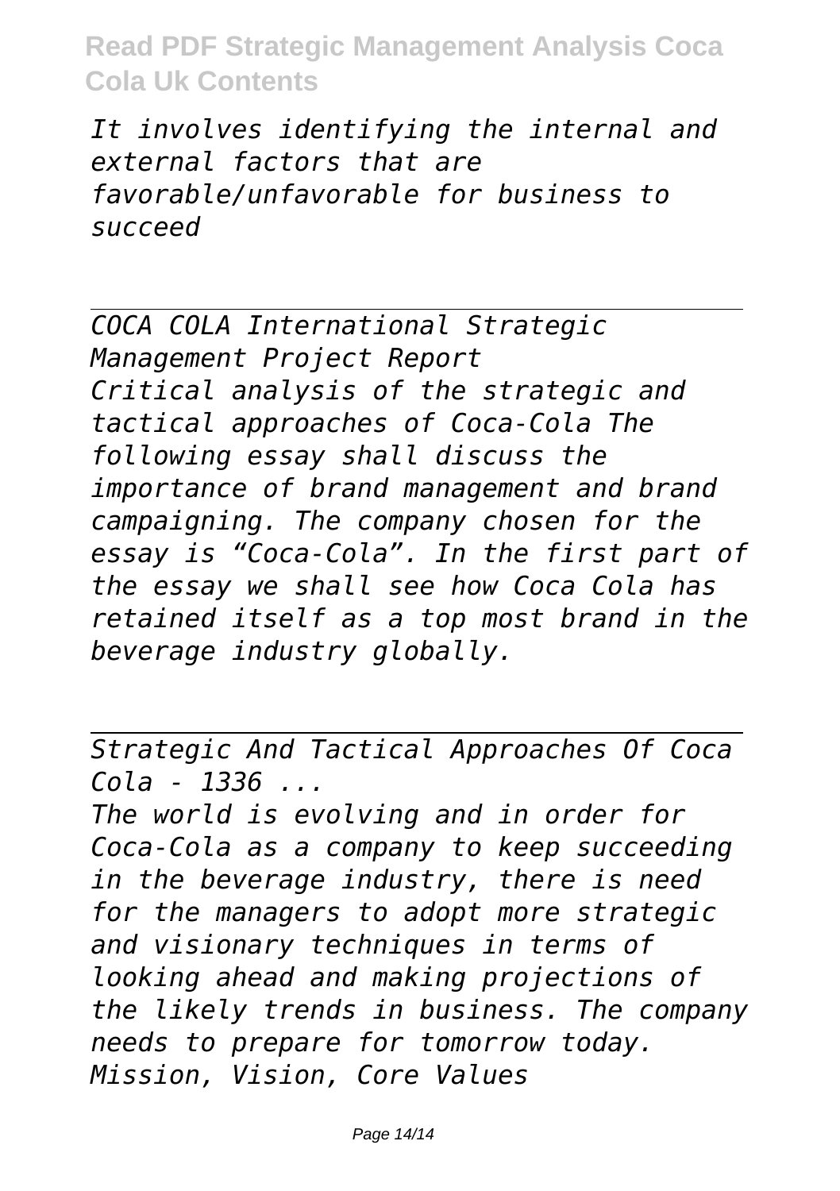*It involves identifying the internal and external factors that are favorable/unfavorable for business to succeed*

*COCA COLA International Strategic Management Project Report*

*Critical analysis of the strategic and tactical approaches of Coca-Cola The following essay shall discuss the importance of brand management and brand campaigning. The company chosen for the essay is "Coca-Cola". In the first part of the essay we shall see how Coca Cola has retained itself as a top most brand in the beverage industry globally.*

*Strategic And Tactical Approaches Of Coca Cola - 1336 ...*

*The world is evolving and in order for Coca-Cola as a company to keep succeeding in the beverage industry, there is need for the managers to adopt more strategic and visionary techniques in terms of looking ahead and making projections of the likely trends in business. The company needs to prepare for tomorrow today. Mission, Vision, Core Values*